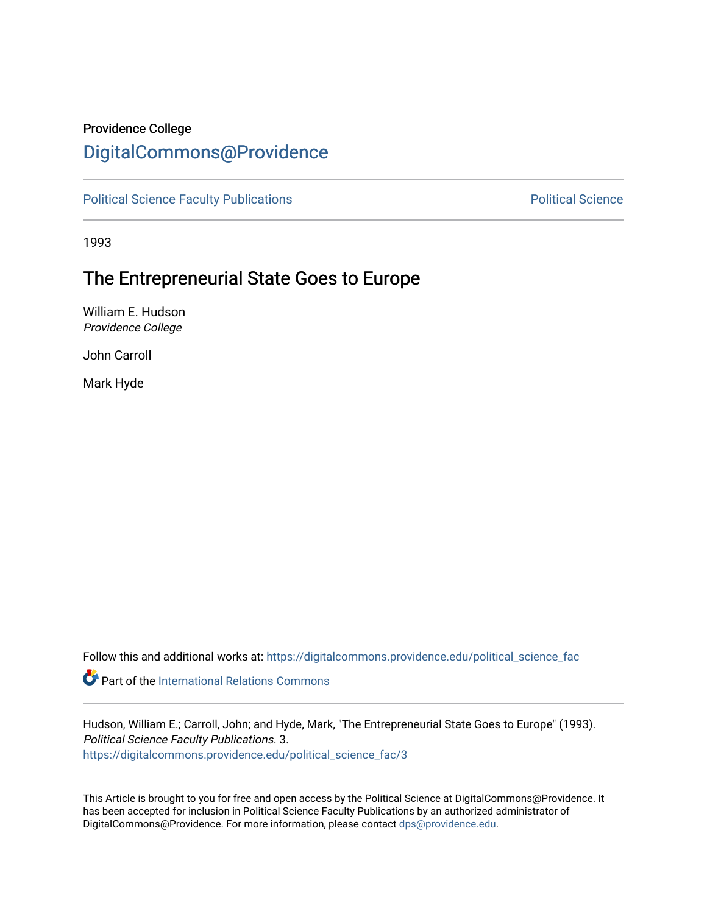Providence College

# DigitalCommons@Providence

Political Science Faculty Publications | Political Science

1993

## The Entrepreneurial State Goes to Europe

William E. Hudson
*Providence College*

John Carroll

Mark Hyde

Follow this and additional works at: https://digitalcommons.providence.edu/political_science_fac

Part of the International Relations Commons

Hudson, William E.; Carroll, John; and Hyde, Mark, "The Entrepreneurial State Goes to Europe" (1993). *Political Science Faculty Publications*. 3.
https://digitalcommons.providence.edu/political_science_fac/3

This Article is brought to you for free and open access by the Political Science at DigitalCommons@Providence. It has been accepted for inclusion in Political Science Faculty Publications by an authorized administrator of DigitalCommons@Providence. For more information, please contact dps@providence.edu.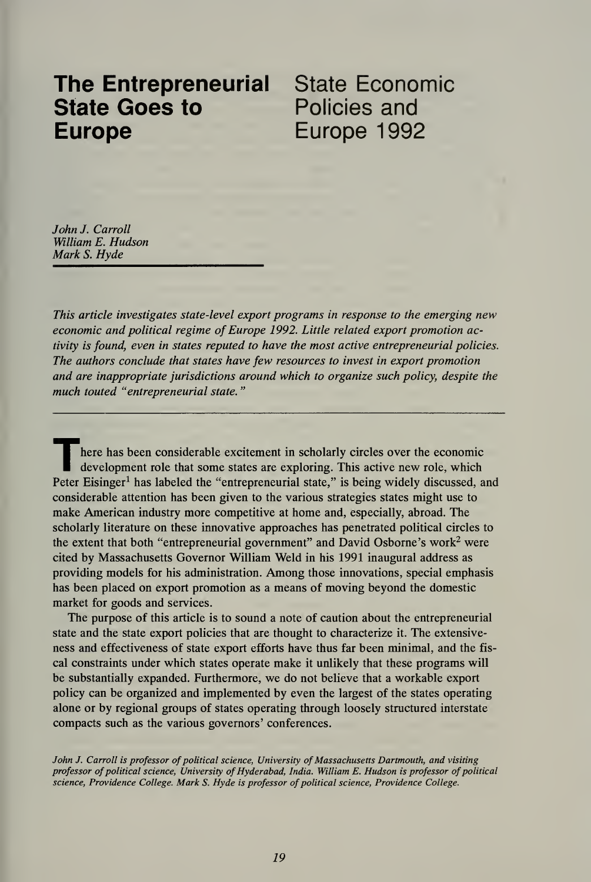# The Entrepreneurial State Goes to Europe

## State Economic Policies and Europe 1992

*John J. Carroll*
*William E. Hudson*
*Mark S. Hyde*

*This article investigates state-level export programs in response to the emerging new economic and political regime of Europe 1992. Little related export promotion activity is found, even in states reputed to have the most active entrepreneurial policies. The authors conclude that states have few resources to invest in export promotion and are inappropriate jurisdictions around which to organize such policy, despite the much touted "entrepreneurial state."*

---

There has been considerable excitement in scholarly circles over the economic development role that some states are exploring. This active new role, which Peter Eisinger[1] has labeled the "entrepreneurial state," is being widely discussed, and considerable attention has been given to the various strategies states might use to make American industry more competitive at home and, especially, abroad. The scholarly literature on these innovative approaches has penetrated political circles to the extent that both "entrepreneurial government" and David Osborne's work[2] were cited by Massachusetts Governor William Weld in his 1991 inaugural address as providing models for his administration. Among those innovations, special emphasis has been placed on export promotion as a means of moving beyond the domestic market for goods and services.

The purpose of this article is to sound a note of caution about the entrepreneurial state and the state export policies that are thought to characterize it. The extensiveness and effectiveness of state export efforts have thus far been minimal, and the fiscal constraints under which states operate make it unlikely that these programs will be substantially expanded. Furthermore, we do not believe that a workable export policy can be organized and implemented by even the largest of the states operating alone or by regional groups of states operating through loosely structured interstate compacts such as the various governors' conferences.

*John J. Carroll is professor of political science, University of Massachusetts Dartmouth, and visiting professor of political science, University of Hyderabad, India. William E. Hudson is professor of political science, Providence College. Mark S. Hyde is professor of political science, Providence College.*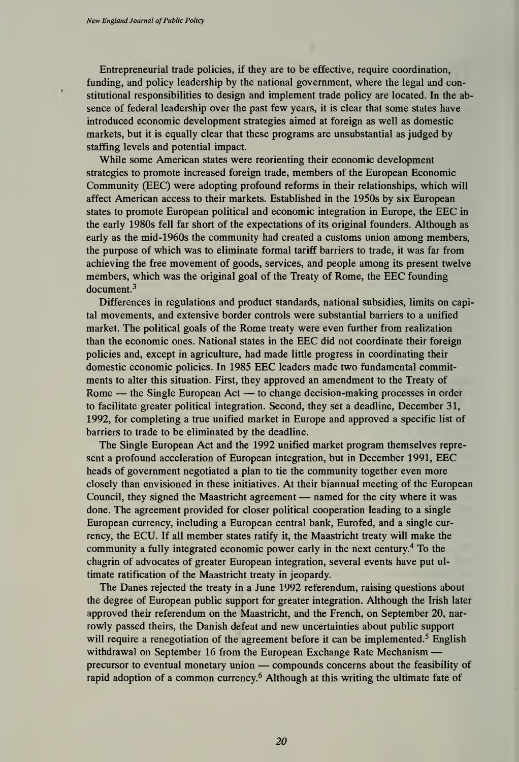Entrepreneurial trade policies, if they are to be effective, require coordination, funding, and policy leadership by the national government, where the legal and constitutional responsibilities to design and implement trade policy are located. In the absence of federal leadership over the past few years, it is clear that some states have introduced economic development strategies aimed at foreign as well as domestic markets, but it is equally clear that these programs are unsubstantial as judged by staffing levels and potential impact.

While some American states were reorienting their economic development strategies to promote increased foreign trade, members of the European Economic Community (EEC) were adopting profound reforms in their relationships, which will affect American access to their markets. Established in the 1950s by six European states to promote European political and economic integration in Europe, the EEC in the early 1980s fell far short of the expectations of its original founders. Although as early as the mid-1960s the community had created a customs union among members, the purpose of which was to eliminate formal tariff barriers to trade, it was far from achieving the free movement of goods, services, and people among its present twelve members, which was the original goal of the Treaty of Rome, the EEC founding document.[3]

Differences in regulations and product standards, national subsidies, limits on capital movements, and extensive border controls were substantial barriers to a unified market. The political goals of the Rome treaty were even further from realization than the economic ones. National states in the EEC did not coordinate their foreign policies and, except in agriculture, had made little progress in coordinating their domestic economic policies. In 1985 EEC leaders made two fundamental commitments to alter this situation. First, they approved an amendment to the Treaty of Rome — the Single European Act — to change decision-making processes in order to facilitate greater political integration. Second, they set a deadline, December 31, 1992, for completing a true unified market in Europe and approved a specific list of barriers to trade to be eliminated by the deadline.

The Single European Act and the 1992 unified market program themselves represent a profound acceleration of European integration, but in December 1991, EEC heads of government negotiated a plan to tie the community together even more closely than envisioned in these initiatives. At their biannual meeting of the European Council, they signed the Maastricht agreement — named for the city where it was done. The agreement provided for closer political cooperation leading to a single European currency, including a European central bank, Eurofed, and a single currency, the ECU. If all member states ratify it, the Maastricht treaty will make the community a fully integrated economic power early in the next century.[4] To the chagrin of advocates of greater European integration, several events have put ultimate ratification of the Maastricht treaty in jeopardy.

The Danes rejected the treaty in a June 1992 referendum, raising questions about the degree of European public support for greater integration. Although the Irish later approved their referendum on the Maastricht, and the French, on September 20, narrowly passed theirs, the Danish defeat and new uncertainties about public support will require a renegotiation of the agreement before it can be implemented.[5] English withdrawal on September 16 from the European Exchange Rate Mechanism — precursor to eventual monetary union — compounds concerns about the feasibility of rapid adoption of a common currency.[6] Although at this writing the ultimate fate of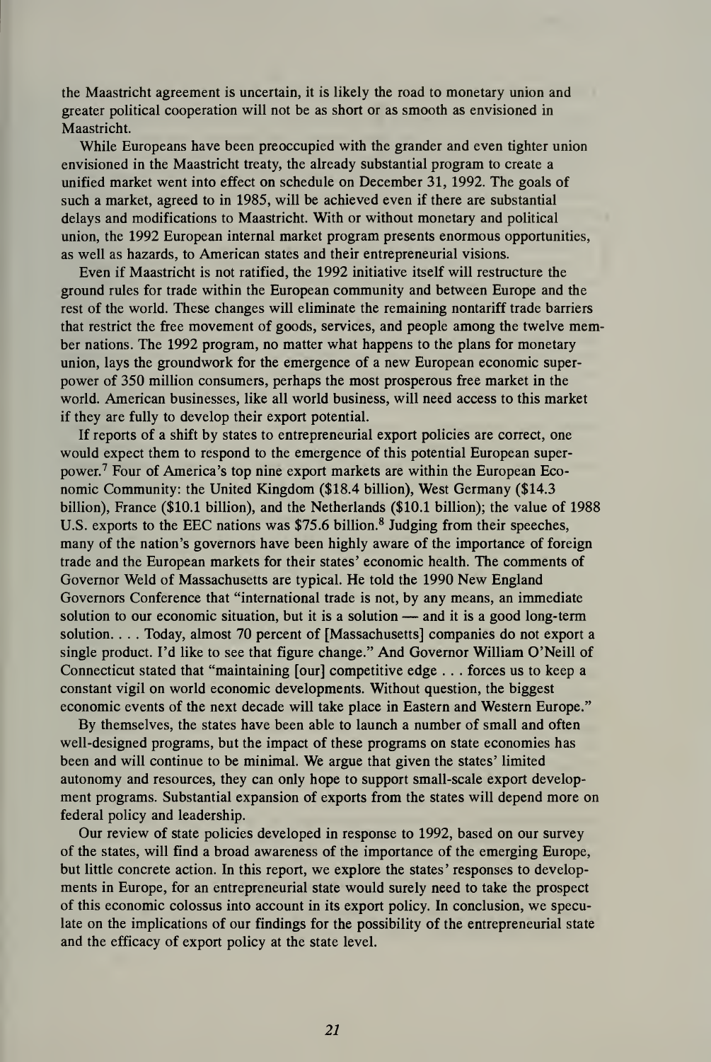the Maastricht agreement is uncertain, it is likely the road to monetary union and greater political cooperation will not be as short or as smooth as envisioned in Maastricht.

While Europeans have been preoccupied with the grander and even tighter union envisioned in the Maastricht treaty, the already substantial program to create a unified market went into effect on schedule on December 31, 1992. The goals of such a market, agreed to in 1985, will be achieved even if there are substantial delays and modifications to Maastricht. With or without monetary and political union, the 1992 European internal market program presents enormous opportunities, as well as hazards, to American states and their entrepreneurial visions.

Even if Maastricht is not ratified, the 1992 initiative itself will restructure the ground rules for trade within the European community and between Europe and the rest of the world. These changes will eliminate the remaining nontariff trade barriers that restrict the free movement of goods, services, and people among the twelve member nations. The 1992 program, no matter what happens to the plans for monetary union, lays the groundwork for the emergence of a new European economic superpower of 350 million consumers, perhaps the most prosperous free market in the world. American businesses, like all world business, will need access to this market if they are fully to develop their export potential.

If reports of a shift by states to entrepreneurial export policies are correct, one would expect them to respond to the emergence of this potential European superpower.[7] Four of America's top nine export markets are within the European Economic Community: the United Kingdom ($18.4 billion), West Germany ($14.3 billion), France ($10.1 billion), and the Netherlands ($10.1 billion); the value of 1988 U.S. exports to the EEC nations was $75.6 billion.[8] Judging from their speeches, many of the nation's governors have been highly aware of the importance of foreign trade and the European markets for their states' economic health. The comments of Governor Weld of Massachusetts are typical. He told the 1990 New England Governors Conference that "international trade is not, by any means, an immediate solution to our economic situation, but it is a solution — and it is a good long-term solution. . . . Today, almost 70 percent of [Massachusetts] companies do not export a single product. I'd like to see that figure change." And Governor William O'Neill of Connecticut stated that "maintaining [our] competitive edge . . . forces us to keep a constant vigil on world economic developments. Without question, the biggest economic events of the next decade will take place in Eastern and Western Europe."

By themselves, the states have been able to launch a number of small and often well-designed programs, but the impact of these programs on state economies has been and will continue to be minimal. We argue that given the states' limited autonomy and resources, they can only hope to support small-scale export development programs. Substantial expansion of exports from the states will depend more on federal policy and leadership.

Our review of state policies developed in response to 1992, based on our survey of the states, will find a broad awareness of the importance of the emerging Europe, but little concrete action. In this report, we explore the states' responses to developments in Europe, for an entrepreneurial state would surely need to take the prospect of this economic colossus into account in its export policy. In conclusion, we speculate on the implications of our findings for the possibility of the entrepreneurial state and the efficacy of export policy at the state level.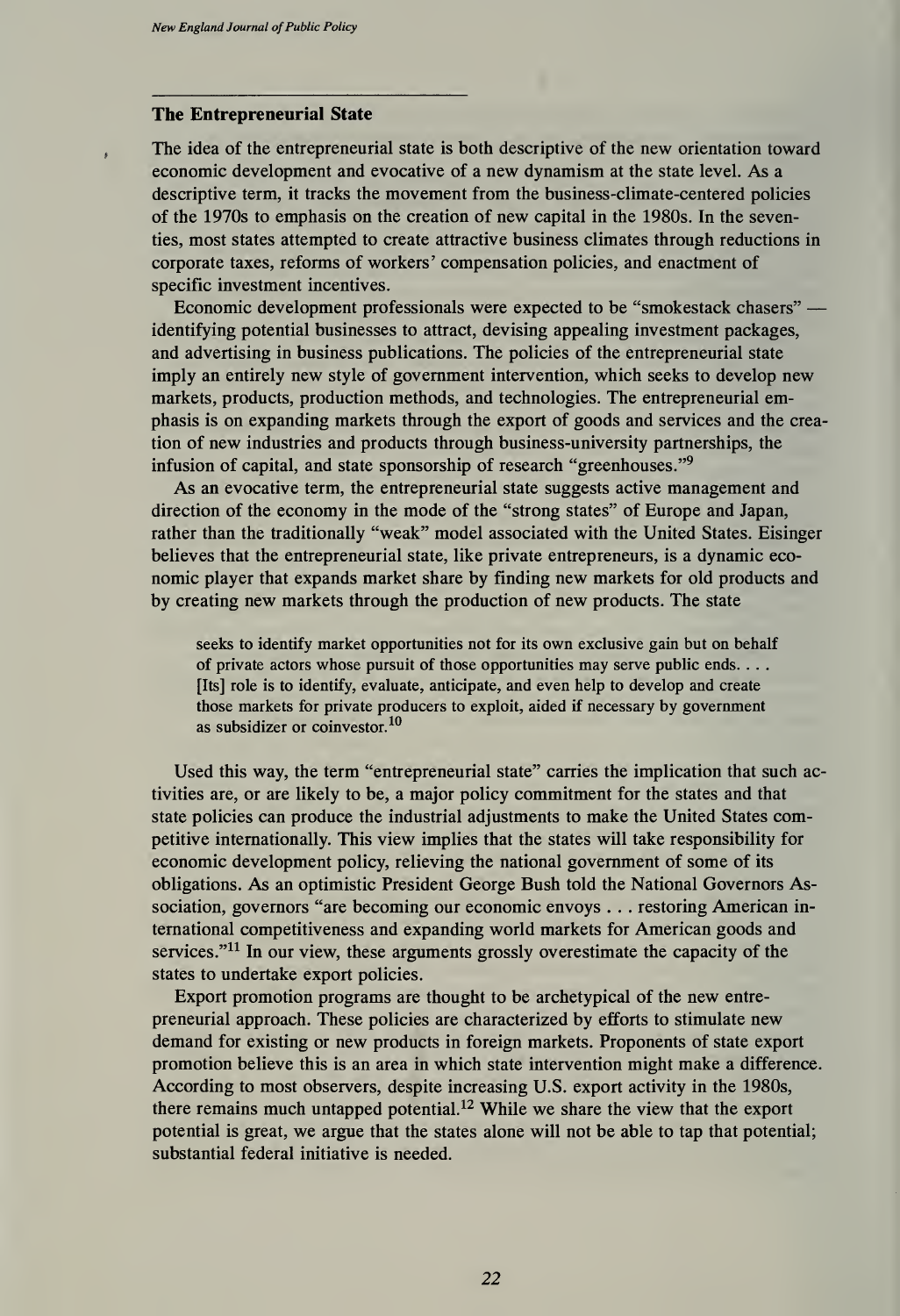## The Entrepreneurial State

The idea of the entrepreneurial state is both descriptive of the new orientation toward economic development and evocative of a new dynamism at the state level. As a descriptive term, it tracks the movement from the business-climate-centered policies of the 1970s to emphasis on the creation of new capital in the 1980s. In the seventies, most states attempted to create attractive business climates through reductions in corporate taxes, reforms of workers' compensation policies, and enactment of specific investment incentives.

Economic development professionals were expected to be "smokestack chasers" — identifying potential businesses to attract, devising appealing investment packages, and advertising in business publications. The policies of the entrepreneurial state imply an entirely new style of government intervention, which seeks to develop new markets, products, production methods, and technologies. The entrepreneurial emphasis is on expanding markets through the export of goods and services and the creation of new industries and products through business-university partnerships, the infusion of capital, and state sponsorship of research "greenhouses."[9]

As an evocative term, the entrepreneurial state suggests active management and direction of the economy in the mode of the "strong states" of Europe and Japan, rather than the traditionally "weak" model associated with the United States. Eisinger believes that the entrepreneurial state, like private entrepreneurs, is a dynamic economic player that expands market share by finding new markets for old products and by creating new markets through the production of new products. The state

> seeks to identify market opportunities not for its own exclusive gain but on behalf of private actors whose pursuit of those opportunities may serve public ends. . . . [Its] role is to identify, evaluate, anticipate, and even help to develop and create those markets for private producers to exploit, aided if necessary by government as subsidizer or coinvestor.[10]

Used this way, the term "entrepreneurial state" carries the implication that such activities are, or are likely to be, a major policy commitment for the states and that state policies can produce the industrial adjustments to make the United States competitive internationally. This view implies that the states will take responsibility for economic development policy, relieving the national government of some of its obligations. As an optimistic President George Bush told the National Governors Association, governors "are becoming our economic envoys . . . restoring American international competitiveness and expanding world markets for American goods and services."[11] In our view, these arguments grossly overestimate the capacity of the states to undertake export policies.

Export promotion programs are thought to be archetypical of the new entrepreneurial approach. These policies are characterized by efforts to stimulate new demand for existing or new products in foreign markets. Proponents of state export promotion believe this is an area in which state intervention might make a difference. According to most observers, despite increasing U.S. export activity in the 1980s, there remains much untapped potential.[12] While we share the view that the export potential is great, we argue that the states alone will not be able to tap that potential; substantial federal initiative is needed.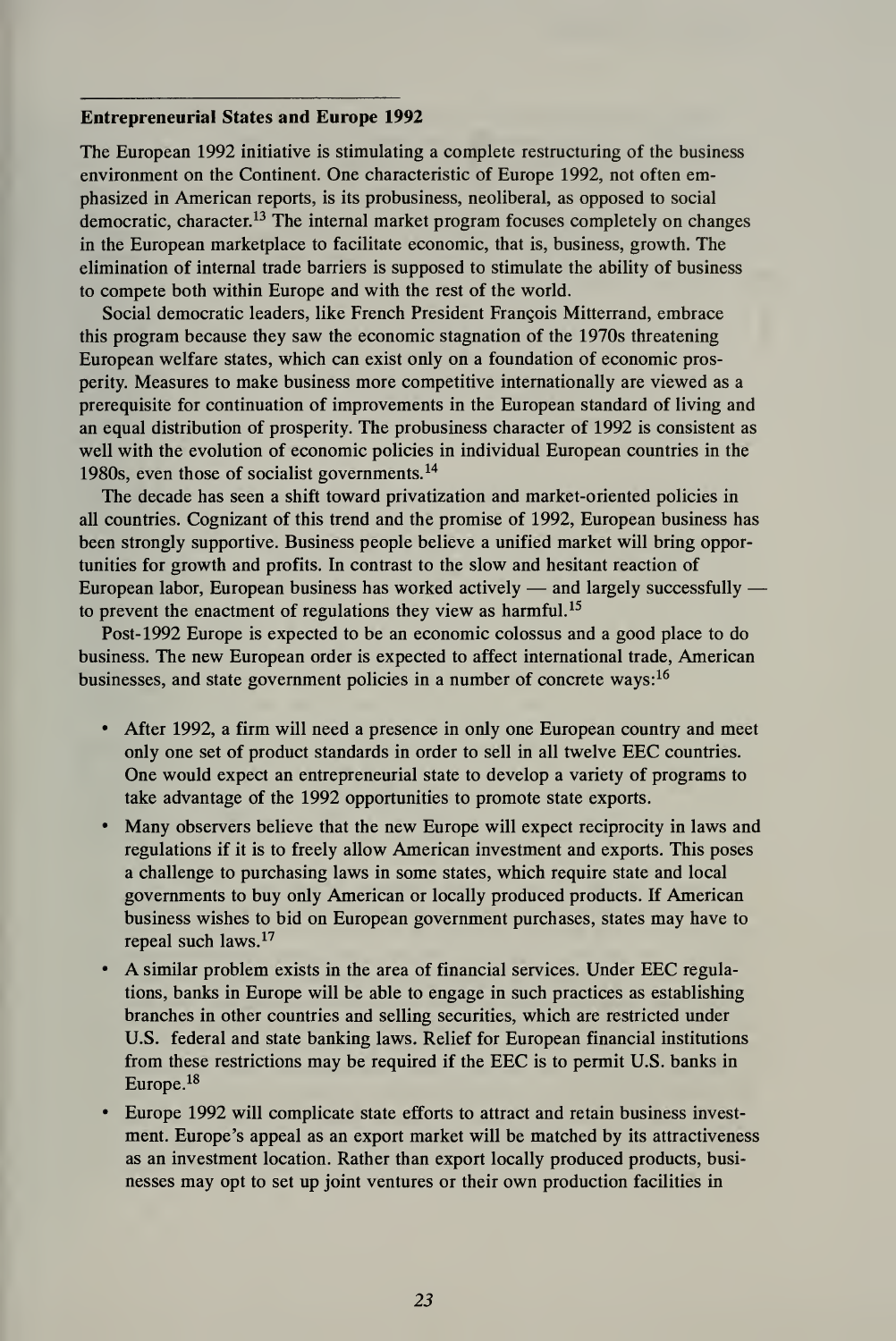## Entrepreneurial States and Europe 1992

The European 1992 initiative is stimulating a complete restructuring of the business environment on the Continent. One characteristic of Europe 1992, not often emphasized in American reports, is its probusiness, neoliberal, as opposed to social democratic, character.[13] The internal market program focuses completely on changes in the European marketplace to facilitate economic, that is, business, growth. The elimination of internal trade barriers is supposed to stimulate the ability of business to compete both within Europe and with the rest of the world.

Social democratic leaders, like French President François Mitterrand, embrace this program because they saw the economic stagnation of the 1970s threatening European welfare states, which can exist only on a foundation of economic prosperity. Measures to make business more competitive internationally are viewed as a prerequisite for continuation of improvements in the European standard of living and an equal distribution of prosperity. The probusiness character of 1992 is consistent as well with the evolution of economic policies in individual European countries in the 1980s, even those of socialist governments.[14]

The decade has seen a shift toward privatization and market-oriented policies in all countries. Cognizant of this trend and the promise of 1992, European business has been strongly supportive. Business people believe a unified market will bring opportunities for growth and profits. In contrast to the slow and hesitant reaction of European labor, European business has worked actively — and largely successfully — to prevent the enactment of regulations they view as harmful.[15]

Post-1992 Europe is expected to be an economic colossus and a good place to do business. The new European order is expected to affect international trade, American businesses, and state government policies in a number of concrete ways:[16]

- After 1992, a firm will need a presence in only one European country and meet only one set of product standards in order to sell in all twelve EEC countries. One would expect an entrepreneurial state to develop a variety of programs to take advantage of the 1992 opportunities to promote state exports.
- Many observers believe that the new Europe will expect reciprocity in laws and regulations if it is to freely allow American investment and exports. This poses a challenge to purchasing laws in some states, which require state and local governments to buy only American or locally produced products. If American business wishes to bid on European government purchases, states may have to repeal such laws.[17]
- A similar problem exists in the area of financial services. Under EEC regulations, banks in Europe will be able to engage in such practices as establishing branches in other countries and selling securities, which are restricted under U.S. federal and state banking laws. Relief for European financial institutions from these restrictions may be required if the EEC is to permit U.S. banks in Europe.[18]
- Europe 1992 will complicate state efforts to attract and retain business investment. Europe's appeal as an export market will be matched by its attractiveness as an investment location. Rather than export locally produced products, businesses may opt to set up joint ventures or their own production facilities in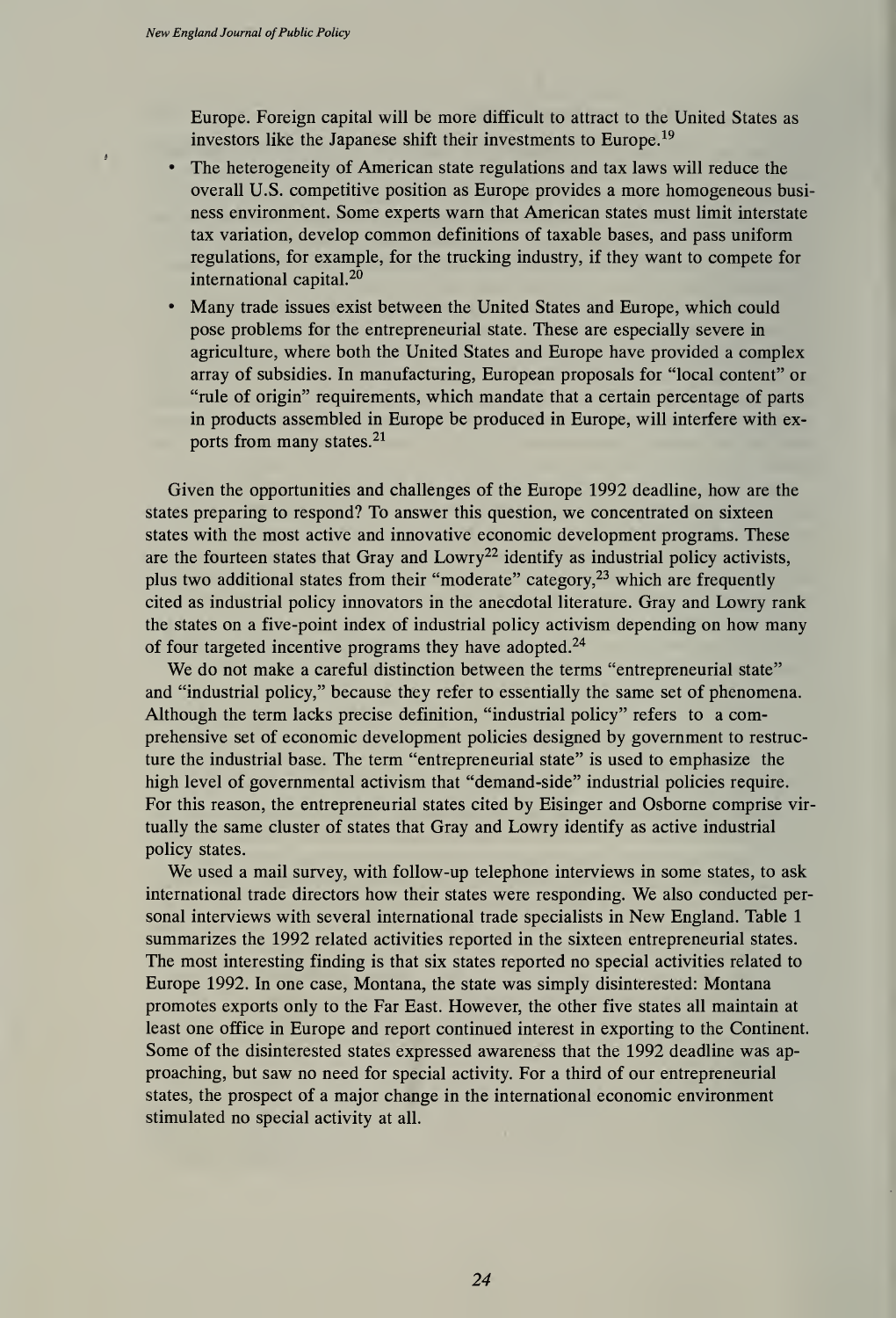Europe. Foreign capital will be more difficult to attract to the United States as investors like the Japanese shift their investments to Europe.[19]

- The heterogeneity of American state regulations and tax laws will reduce the overall U.S. competitive position as Europe provides a more homogeneous business environment. Some experts warn that American states must limit interstate tax variation, develop common definitions of taxable bases, and pass uniform regulations, for example, for the trucking industry, if they want to compete for international capital.[20]
- Many trade issues exist between the United States and Europe, which could pose problems for the entrepreneurial state. These are especially severe in agriculture, where both the United States and Europe have provided a complex array of subsidies. In manufacturing, European proposals for "local content" or "rule of origin" requirements, which mandate that a certain percentage of parts in products assembled in Europe be produced in Europe, will interfere with exports from many states.[21]

Given the opportunities and challenges of the Europe 1992 deadline, how are the states preparing to respond? To answer this question, we concentrated on sixteen states with the most active and innovative economic development programs. These are the fourteen states that Gray and Lowry[22] identify as industrial policy activists, plus two additional states from their "moderate" category,[23] which are frequently cited as industrial policy innovators in the anecdotal literature. Gray and Lowry rank the states on a five-point index of industrial policy activism depending on how many of four targeted incentive programs they have adopted.[24]

We do not make a careful distinction between the terms "entrepreneurial state" and "industrial policy," because they refer to essentially the same set of phenomena. Although the term lacks precise definition, "industrial policy" refers to a comprehensive set of economic development policies designed by government to restructure the industrial base. The term "entrepreneurial state" is used to emphasize the high level of governmental activism that "demand-side" industrial policies require. For this reason, the entrepreneurial states cited by Eisinger and Osborne comprise virtually the same cluster of states that Gray and Lowry identify as active industrial policy states.

We used a mail survey, with follow-up telephone interviews in some states, to ask international trade directors how their states were responding. We also conducted personal interviews with several international trade specialists in New England. Table 1 summarizes the 1992 related activities reported in the sixteen entrepreneurial states. The most interesting finding is that six states reported no special activities related to Europe 1992. In one case, Montana, the state was simply disinterested: Montana promotes exports only to the Far East. However, the other five states all maintain at least one office in Europe and report continued interest in exporting to the Continent. Some of the disinterested states expressed awareness that the 1992 deadline was approaching, but saw no need for special activity. For a third of our entrepreneurial states, the prospect of a major change in the international economic environment stimulated no special activity at all.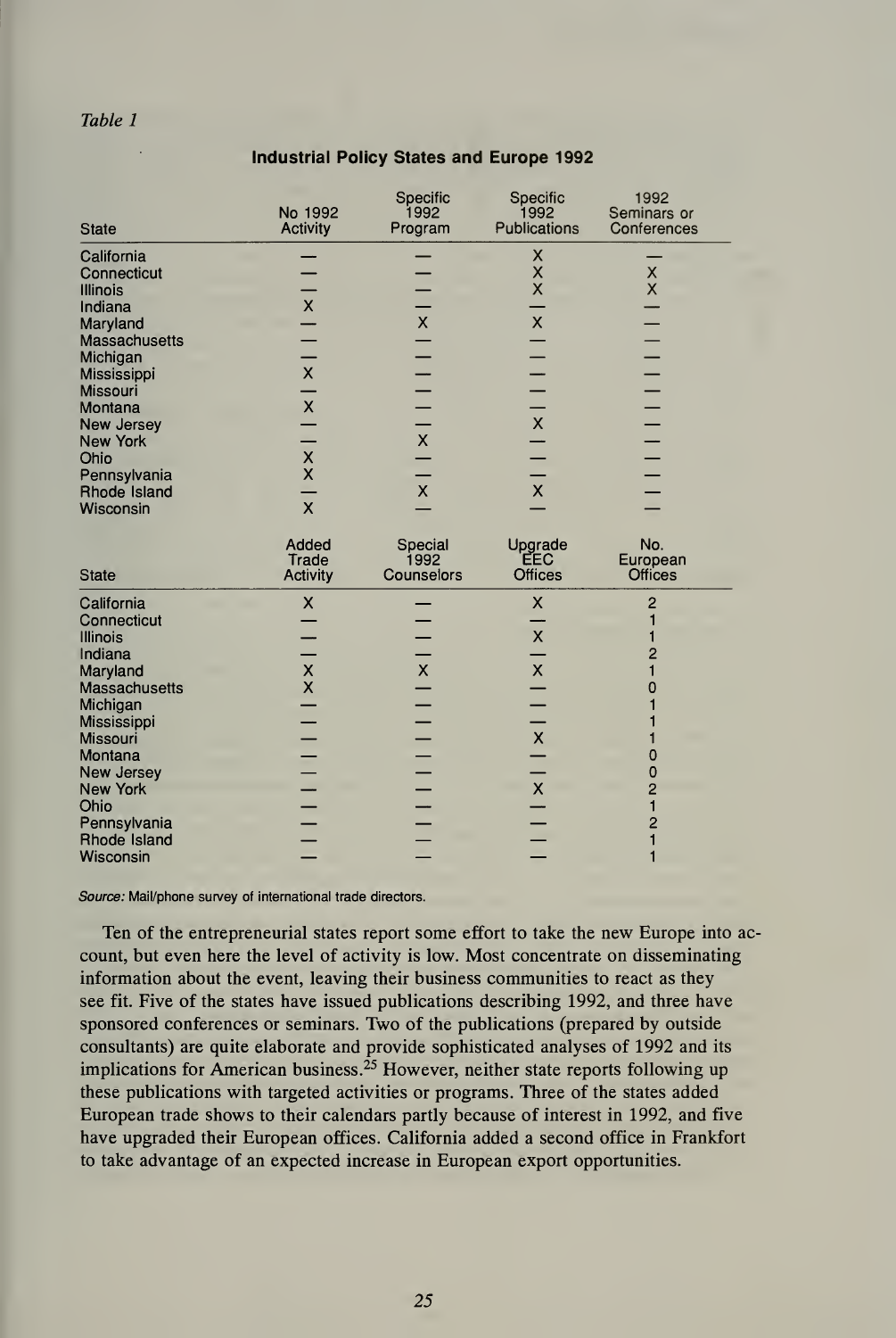*Table 1*

**Industrial Policy States and Europe 1992**

| State | No 1992 Activity | Specific 1992 Program | Specific 1992 Publications | 1992 Seminars or Conferences |
|---|---|---|---|---|
| California | — | — | X | — |
| Connecticut | — | — | X | X |
| Illinois | — | — | X | X |
| Indiana | X | — | — | — |
| Maryland | — | X | X | — |
| Massachusetts | — | — | — | — |
| Michigan | — | — | — | — |
| Mississippi | X | — | — | — |
| Missouri | — | — | — | — |
| Montana | X | — | — | — |
| New Jersey | — | — | X | — |
| New York | — | X | — | — |
| Ohio | X | — | — | — |
| Pennsylvania | X | — | — | — |
| Rhode Island | — | X | X | — |
| Wisconsin | X | — | — | — |

| State | Added Trade Activity | Special 1992 Counselors | Upgrade EEC Offices | No. European Offices |
|---|---|---|---|---|
| California | X | — | X | 2 |
| Connecticut | — | — | — | 1 |
| Illinois | — | — | X | 1 |
| Indiana | — | — | — | 2 |
| Maryland | X | X | X | 1 |
| Massachusetts | X | — | — | 0 |
| Michigan | — | — | — | 1 |
| Mississippi | — | — | — | 1 |
| Missouri | — | — | X | 1 |
| Montana | — | — | — | 0 |
| New Jersey | — | — | — | 0 |
| New York | — | — | X | 2 |
| Ohio | — | — | — | 1 |
| Pennsylvania | — | — | — | 2 |
| Rhode Island | — | — | — | 1 |
| Wisconsin | — | — | — | 1 |

*Source:* Mail/phone survey of international trade directors.

Ten of the entrepreneurial states report some effort to take the new Europe into account, but even here the level of activity is low. Most concentrate on disseminating information about the event, leaving their business communities to react as they see fit. Five of the states have issued publications describing 1992, and three have sponsored conferences or seminars. Two of the publications (prepared by outside consultants) are quite elaborate and provide sophisticated analyses of 1992 and its implications for American business.[25] However, neither state reports following up these publications with targeted activities or programs. Three of the states added European trade shows to their calendars partly because of interest in 1992, and five have upgraded their European offices. California added a second office in Frankfort to take advantage of an expected increase in European export opportunities.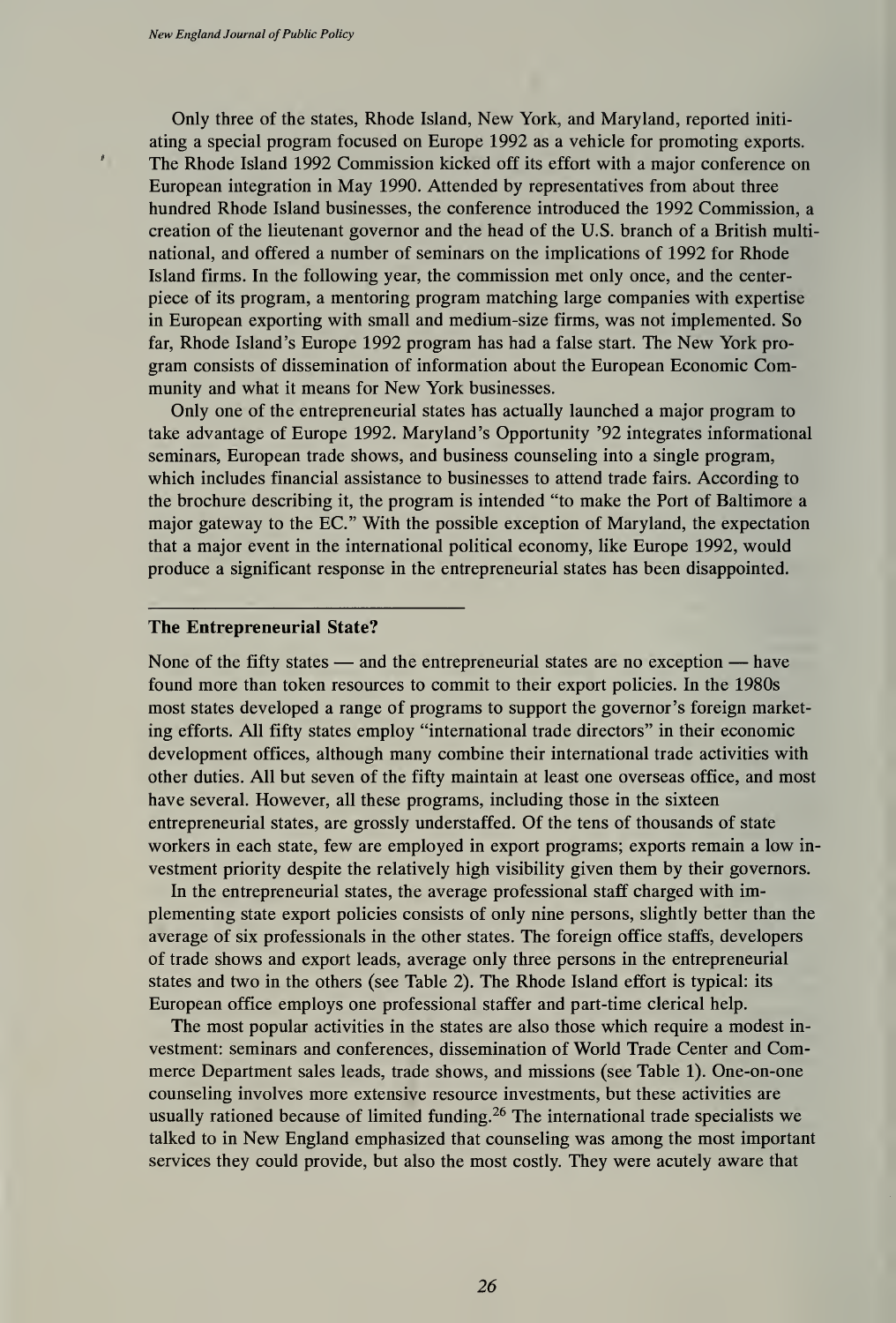Only three of the states, Rhode Island, New York, and Maryland, reported initiating a special program focused on Europe 1992 as a vehicle for promoting exports. The Rhode Island 1992 Commission kicked off its effort with a major conference on European integration in May 1990. Attended by representatives from about three hundred Rhode Island businesses, the conference introduced the 1992 Commission, a creation of the lieutenant governor and the head of the U.S. branch of a British multinational, and offered a number of seminars on the implications of 1992 for Rhode Island firms. In the following year, the commission met only once, and the centerpiece of its program, a mentoring program matching large companies with expertise in European exporting with small and medium-size firms, was not implemented. So far, Rhode Island's Europe 1992 program has had a false start. The New York program consists of dissemination of information about the European Economic Community and what it means for New York businesses.

Only one of the entrepreneurial states has actually launched a major program to take advantage of Europe 1992. Maryland's Opportunity '92 integrates informational seminars, European trade shows, and business counseling into a single program, which includes financial assistance to businesses to attend trade fairs. According to the brochure describing it, the program is intended "to make the Port of Baltimore a major gateway to the EC." With the possible exception of Maryland, the expectation that a major event in the international political economy, like Europe 1992, would produce a significant response in the entrepreneurial states has been disappointed.

### The Entrepreneurial State?

None of the fifty states — and the entrepreneurial states are no exception — have found more than token resources to commit to their export policies. In the 1980s most states developed a range of programs to support the governor's foreign marketing efforts. All fifty states employ "international trade directors" in their economic development offices, although many combine their international trade activities with other duties. All but seven of the fifty maintain at least one overseas office, and most have several. However, all these programs, including those in the sixteen entrepreneurial states, are grossly understaffed. Of the tens of thousands of state workers in each state, few are employed in export programs; exports remain a low investment priority despite the relatively high visibility given them by their governors.

In the entrepreneurial states, the average professional staff charged with implementing state export policies consists of only nine persons, slightly better than the average of six professionals in the other states. The foreign office staffs, developers of trade shows and export leads, average only three persons in the entrepreneurial states and two in the others (see Table 2). The Rhode Island effort is typical: its European office employs one professional staffer and part-time clerical help.

The most popular activities in the states are also those which require a modest investment: seminars and conferences, dissemination of World Trade Center and Commerce Department sales leads, trade shows, and missions (see Table 1). One-on-one counseling involves more extensive resource investments, but these activities are usually rationed because of limited funding.[26] The international trade specialists we talked to in New England emphasized that counseling was among the most important services they could provide, but also the most costly. They were acutely aware that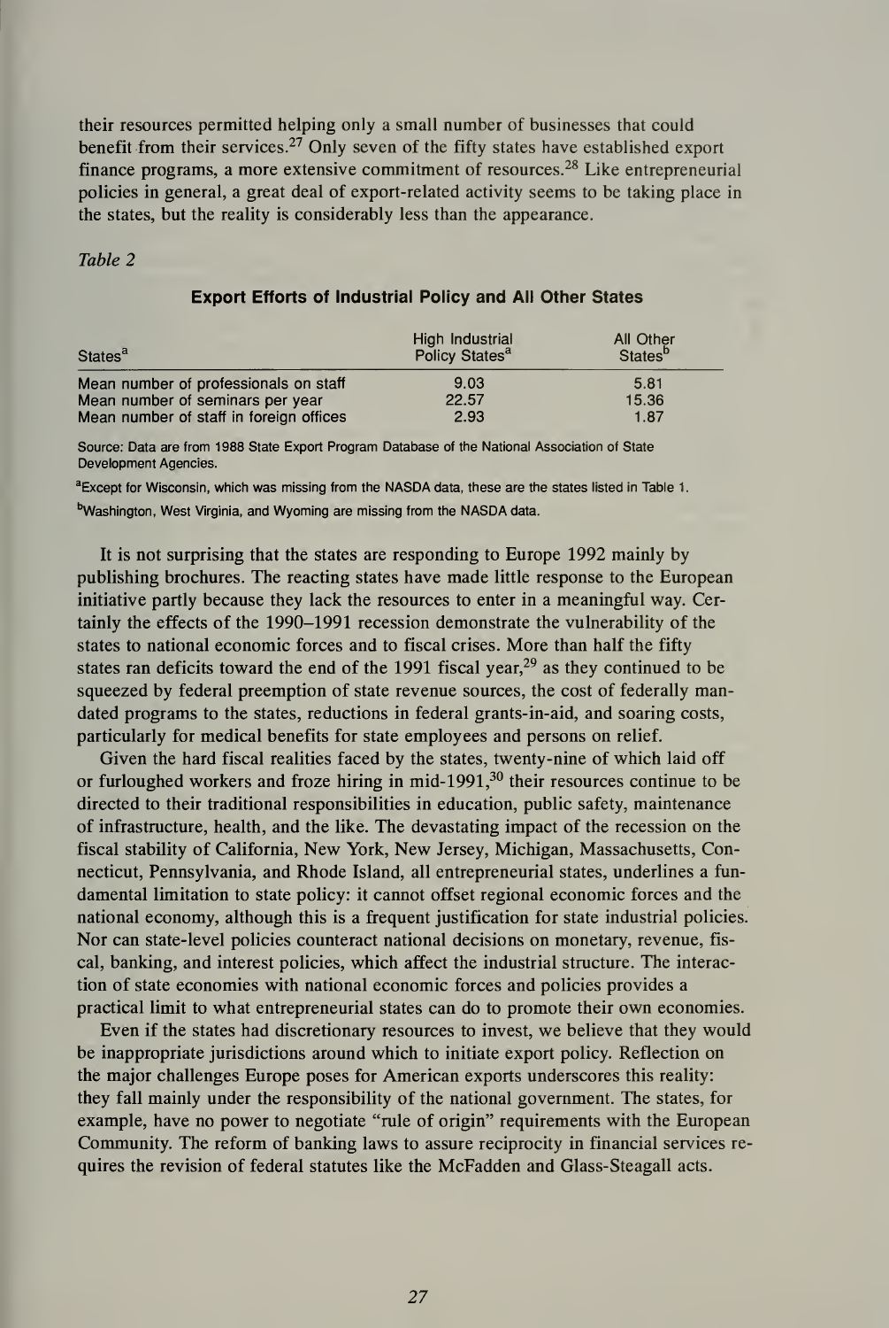their resources permitted helping only a small number of businesses that could benefit from their services.[27] Only seven of the fifty states have established export finance programs, a more extensive commitment of resources.[28] Like entrepreneurial policies in general, a great deal of export-related activity seems to be taking place in the states, but the reality is considerably less than the appearance.

*Table 2*

**Export Efforts of Industrial Policy and All Other States**

| States[a] | High Industrial Policy States[a] | All Other States[b] |
|---|---|---|
| Mean number of professionals on staff | 9.03 | 5.81 |
| Mean number of seminars per year | 22.57 | 15.36 |
| Mean number of staff in foreign offices | 2.93 | 1.87 |

Source: Data are from 1988 State Export Program Database of the National Association of State Development Agencies.

[a]Except for Wisconsin, which was missing from the NASDA data, these are the states listed in Table 1.

[b]Washington, West Virginia, and Wyoming are missing from the NASDA data.

It is not surprising that the states are responding to Europe 1992 mainly by publishing brochures. The reacting states have made little response to the European initiative partly because they lack the resources to enter in a meaningful way. Certainly the effects of the 1990–1991 recession demonstrate the vulnerability of the states to national economic forces and to fiscal crises. More than half the fifty states ran deficits toward the end of the 1991 fiscal year,[29] as they continued to be squeezed by federal preemption of state revenue sources, the cost of federally mandated programs to the states, reductions in federal grants-in-aid, and soaring costs, particularly for medical benefits for state employees and persons on relief.

Given the hard fiscal realities faced by the states, twenty-nine of which laid off or furloughed workers and froze hiring in mid-1991,[30] their resources continue to be directed to their traditional responsibilities in education, public safety, maintenance of infrastructure, health, and the like. The devastating impact of the recession on the fiscal stability of California, New York, New Jersey, Michigan, Massachusetts, Connecticut, Pennsylvania, and Rhode Island, all entrepreneurial states, underlines a fundamental limitation to state policy: it cannot offset regional economic forces and the national economy, although this is a frequent justification for state industrial policies. Nor can state-level policies counteract national decisions on monetary, revenue, fiscal, banking, and interest policies, which affect the industrial structure. The interaction of state economies with national economic forces and policies provides a practical limit to what entrepreneurial states can do to promote their own economies.

Even if the states had discretionary resources to invest, we believe that they would be inappropriate jurisdictions around which to initiate export policy. Reflection on the major challenges Europe poses for American exports underscores this reality: they fall mainly under the responsibility of the national government. The states, for example, have no power to negotiate "rule of origin" requirements with the European Community. The reform of banking laws to assure reciprocity in financial services requires the revision of federal statutes like the McFadden and Glass-Steagall acts.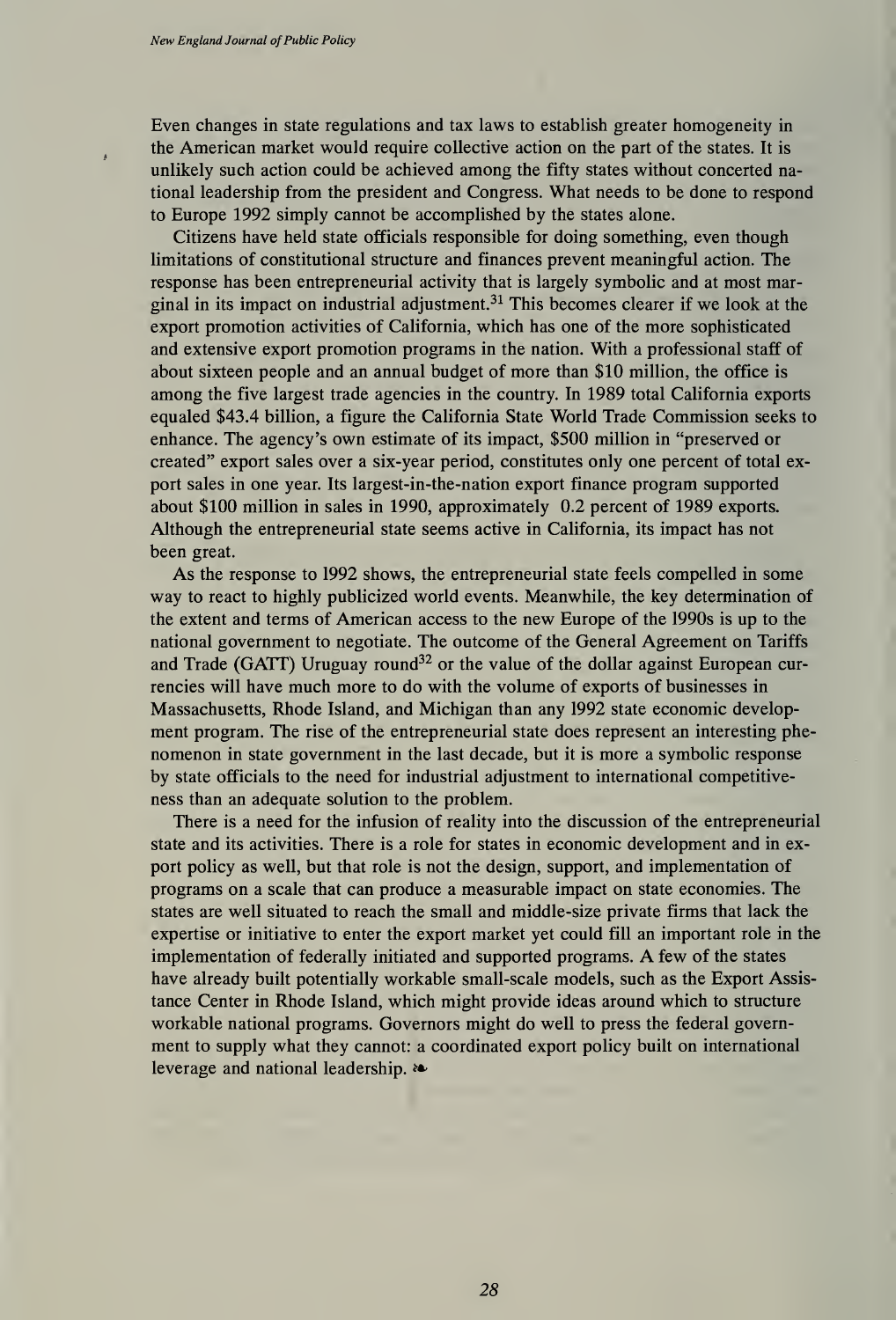Even changes in state regulations and tax laws to establish greater homogeneity in the American market would require collective action on the part of the states. It is unlikely such action could be achieved among the fifty states without concerted national leadership from the president and Congress. What needs to be done to respond to Europe 1992 simply cannot be accomplished by the states alone.

Citizens have held state officials responsible for doing something, even though limitations of constitutional structure and finances prevent meaningful action. The response has been entrepreneurial activity that is largely symbolic and at most marginal in its impact on industrial adjustment.[31] This becomes clearer if we look at the export promotion activities of California, which has one of the more sophisticated and extensive export promotion programs in the nation. With a professional staff of about sixteen people and an annual budget of more than $10 million, the office is among the five largest trade agencies in the country. In 1989 total California exports equaled $43.4 billion, a figure the California State World Trade Commission seeks to enhance. The agency's own estimate of its impact, $500 million in "preserved or created" export sales over a six-year period, constitutes only one percent of total export sales in one year. Its largest-in-the-nation export finance program supported about $100 million in sales in 1990, approximately 0.2 percent of 1989 exports. Although the entrepreneurial state seems active in California, its impact has not been great.

As the response to 1992 shows, the entrepreneurial state feels compelled in some way to react to highly publicized world events. Meanwhile, the key determination of the extent and terms of American access to the new Europe of the 1990s is up to the national government to negotiate. The outcome of the General Agreement on Tariffs and Trade (GATT) Uruguay round[32] or the value of the dollar against European currencies will have much more to do with the volume of exports of businesses in Massachusetts, Rhode Island, and Michigan than any 1992 state economic development program. The rise of the entrepreneurial state does represent an interesting phenomenon in state government in the last decade, but it is more a symbolic response by state officials to the need for industrial adjustment to international competitiveness than an adequate solution to the problem.

There is a need for the infusion of reality into the discussion of the entrepreneurial state and its activities. There is a role for states in economic development and in export policy as well, but that role is not the design, support, and implementation of programs on a scale that can produce a measurable impact on state economies. The states are well situated to reach the small and middle-size private firms that lack the expertise or initiative to enter the export market yet could fill an important role in the implementation of federally initiated and supported programs. A few of the states have already built potentially workable small-scale models, such as the Export Assistance Center in Rhode Island, which might provide ideas around which to structure workable national programs. Governors might do well to press the federal government to supply what they cannot: a coordinated export policy built on international leverage and national leadership. ❧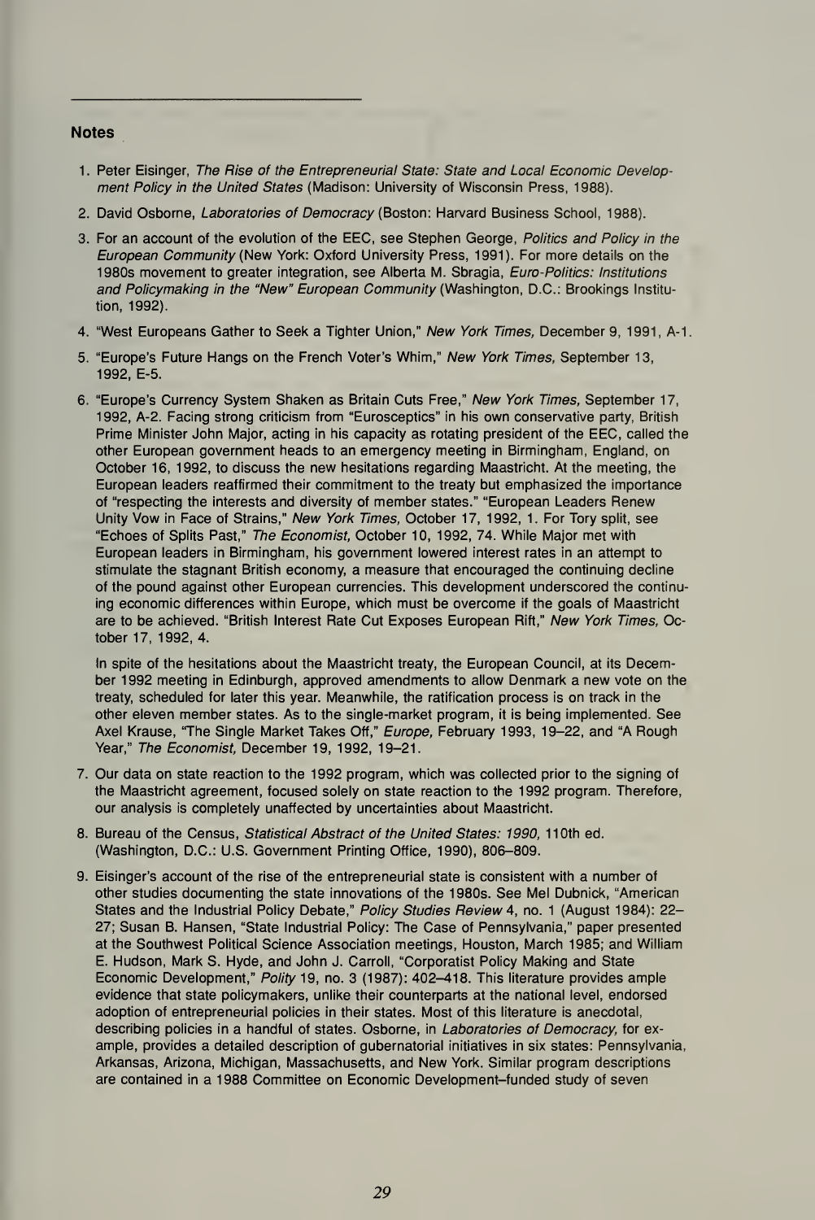## Notes

1. Peter Eisinger, *The Rise of the Entrepreneurial State: State and Local Economic Development Policy in the United States* (Madison: University of Wisconsin Press, 1988).

2. David Osborne, *Laboratories of Democracy* (Boston: Harvard Business School, 1988).

3. For an account of the evolution of the EEC, see Stephen George, *Politics and Policy in the European Community* (New York: Oxford University Press, 1991). For more details on the 1980s movement to greater integration, see Alberta M. Sbragia, *Euro-Politics: Institutions and Policymaking in the "New" European Community* (Washington, D.C.: Brookings Institution, 1992).

4. "West Europeans Gather to Seek a Tighter Union," *New York Times*, December 9, 1991, A-1.

5. "Europe's Future Hangs on the French Voter's Whim," *New York Times*, September 13, 1992, E-5.

6. "Europe's Currency System Shaken as Britain Cuts Free," *New York Times*, September 17, 1992, A-2. Facing strong criticism from "Eurosceptics" in his own conservative party, British Prime Minister John Major, acting in his capacity as rotating president of the EEC, called the other European government heads to an emergency meeting in Birmingham, England, on October 16, 1992, to discuss the new hesitations regarding Maastricht. At the meeting, the European leaders reaffirmed their commitment to the treaty but emphasized the importance of "respecting the interests and diversity of member states." "European Leaders Renew Unity Vow in Face of Strains," *New York Times*, October 17, 1992, 1. For Tory split, see "Echoes of Splits Past," *The Economist*, October 10, 1992, 74. While Major met with European leaders in Birmingham, his government lowered interest rates in an attempt to stimulate the stagnant British economy, a measure that encouraged the continuing decline of the pound against other European currencies. This development underscored the continuing economic differences within Europe, which must be overcome if the goals of Maastricht are to be achieved. "British Interest Rate Cut Exposes European Rift," *New York Times*, October 17, 1992, 4.

   In spite of the hesitations about the Maastricht treaty, the European Council, at its December 1992 meeting in Edinburgh, approved amendments to allow Denmark a new vote on the treaty, scheduled for later this year. Meanwhile, the ratification process is on track in the other eleven member states. As to the single-market program, it is being implemented. See Axel Krause, "The Single Market Takes Off," *Europe*, February 1993, 19–22, and "A Rough Year," *The Economist*, December 19, 1992, 19–21.

7. Our data on state reaction to the 1992 program, which was collected prior to the signing of the Maastricht agreement, focused solely on state reaction to the 1992 program. Therefore, our analysis is completely unaffected by uncertainties about Maastricht.

8. Bureau of the Census, *Statistical Abstract of the United States: 1990*, 110th ed. (Washington, D.C.: U.S. Government Printing Office, 1990), 806–809.

9. Eisinger's account of the rise of the entrepreneurial state is consistent with a number of other studies documenting the state innovations of the 1980s. See Mel Dubnick, "American States and the Industrial Policy Debate," *Policy Studies Review* 4, no. 1 (August 1984): 22–27; Susan B. Hansen, "State Industrial Policy: The Case of Pennsylvania," paper presented at the Southwest Political Science Association meetings, Houston, March 1985; and William E. Hudson, Mark S. Hyde, and John J. Carroll, "Corporatist Policy Making and State Economic Development," *Polity* 19, no. 3 (1987): 402–418. This literature provides ample evidence that state policymakers, unlike their counterparts at the national level, endorsed adoption of entrepreneurial policies in their states. Most of this literature is anecdotal, describing policies in a handful of states. Osborne, in *Laboratories of Democracy*, for example, provides a detailed description of gubernatorial initiatives in six states: Pennsylvania, Arkansas, Arizona, Michigan, Massachusetts, and New York. Similar program descriptions are contained in a 1988 Committee on Economic Development–funded study of seven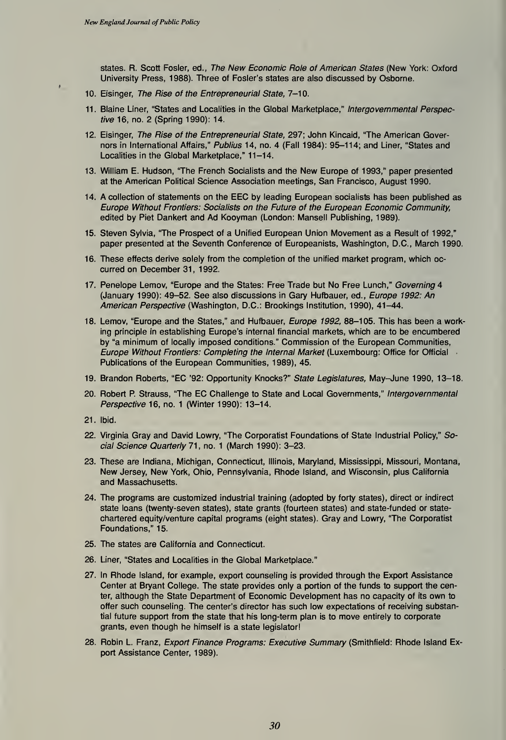states. R. Scott Fosler, ed., *The New Economic Role of American States* (New York: Oxford University Press, 1988). Three of Fosler's states are also discussed by Osborne.

10. Eisinger, *The Rise of the Entrepreneurial State*, 7–10.

11. Blaine Liner, "States and Localities in the Global Marketplace," *Intergovernmental Perspective* 16, no. 2 (Spring 1990): 14.

12. Eisinger, *The Rise of the Entrepreneurial State*, 297; John Kincaid, "The American Governors in International Affairs," *Publius* 14, no. 4 (Fall 1984): 95–114; and Liner, "States and Localities in the Global Marketplace," 11–14.

13. William E. Hudson, "The French Socialists and the New Europe of 1993," paper presented at the American Political Science Association meetings, San Francisco, August 1990.

14. A collection of statements on the EEC by leading European socialists has been published as *Europe Without Frontiers: Socialists on the Future of the European Economic Community*, edited by Piet Dankert and Ad Kooyman (London: Mansell Publishing, 1989).

15. Steven Sylvia, "The Prospect of a Unified European Union Movement as a Result of 1992," paper presented at the Seventh Conference of Europeanists, Washington, D.C., March 1990.

16. These effects derive solely from the completion of the unified market program, which occurred on December 31, 1992.

17. Penelope Lemov, "Europe and the States: Free Trade but No Free Lunch," *Governing* 4 (January 1990): 49–52. See also discussions in Gary Hufbauer, ed., *Europe 1992: An American Perspective* (Washington, D.C.: Brookings Institution, 1990), 41–44.

18. Lemov, "Europe and the States," and Hufbauer, *Europe 1992*, 88–105. This has been a working principle in establishing Europe's internal financial markets, which are to be encumbered by "a minimum of locally imposed conditions." Commission of the European Communities, *Europe Without Frontiers: Completing the Internal Market* (Luxembourg: Office for Official Publications of the European Communities, 1989), 45.

19. Brandon Roberts, "EC '92: Opportunity Knocks?" *State Legislatures*, May–June 1990, 13–18.

20. Robert P. Strauss, "The EC Challenge to State and Local Governments," *Intergovernmental Perspective* 16, no. 1 (Winter 1990): 13–14.

21. Ibid.

22. Virginia Gray and David Lowry, "The Corporatist Foundations of State Industrial Policy," *Social Science Quarterly* 71, no. 1 (March 1990): 3–23.

23. These are Indiana, Michigan, Connecticut, Illinois, Maryland, Mississippi, Missouri, Montana, New Jersey, New York, Ohio, Pennsylvania, Rhode Island, and Wisconsin, plus California and Massachusetts.

24. The programs are customized industrial training (adopted by forty states), direct or indirect state loans (twenty-seven states), state grants (fourteen states) and state-funded or state-chartered equity/venture capital programs (eight states). Gray and Lowry, "The Corporatist Foundations," 15.

25. The states are California and Connecticut.

26. Liner, "States and Localities in the Global Marketplace."

27. In Rhode Island, for example, export counseling is provided through the Export Assistance Center at Bryant College. The state provides only a portion of the funds to support the center, although the State Department of Economic Development has no capacity of its own to offer such counseling. The center's director has such low expectations of receiving substantial future support from the state that his long-term plan is to move entirely to corporate grants, even though he himself is a state legislator!

28. Robin L. Franz, *Export Finance Programs: Executive Summary* (Smithfield: Rhode Island Export Assistance Center, 1989).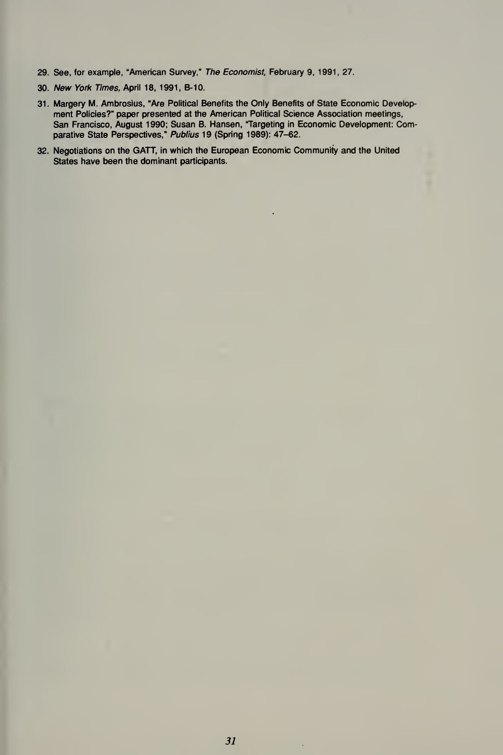29. See, for example, "American Survey," *The Economist,* February 9, 1991, 27.

30. *New York Times,* April 18, 1991, B-10.

31. Margery M. Ambrosius, "Are Political Benefits the Only Benefits of State Economic Development Policies?" paper presented at the American Political Science Association meetings, San Francisco, August 1990; Susan B. Hansen, "Targeting in Economic Development: Comparative State Perspectives," *Publius* 19 (Spring 1989): 47–62.

32. Negotiations on the GATT, in which the European Economic Community and the United States have been the dominant participants.